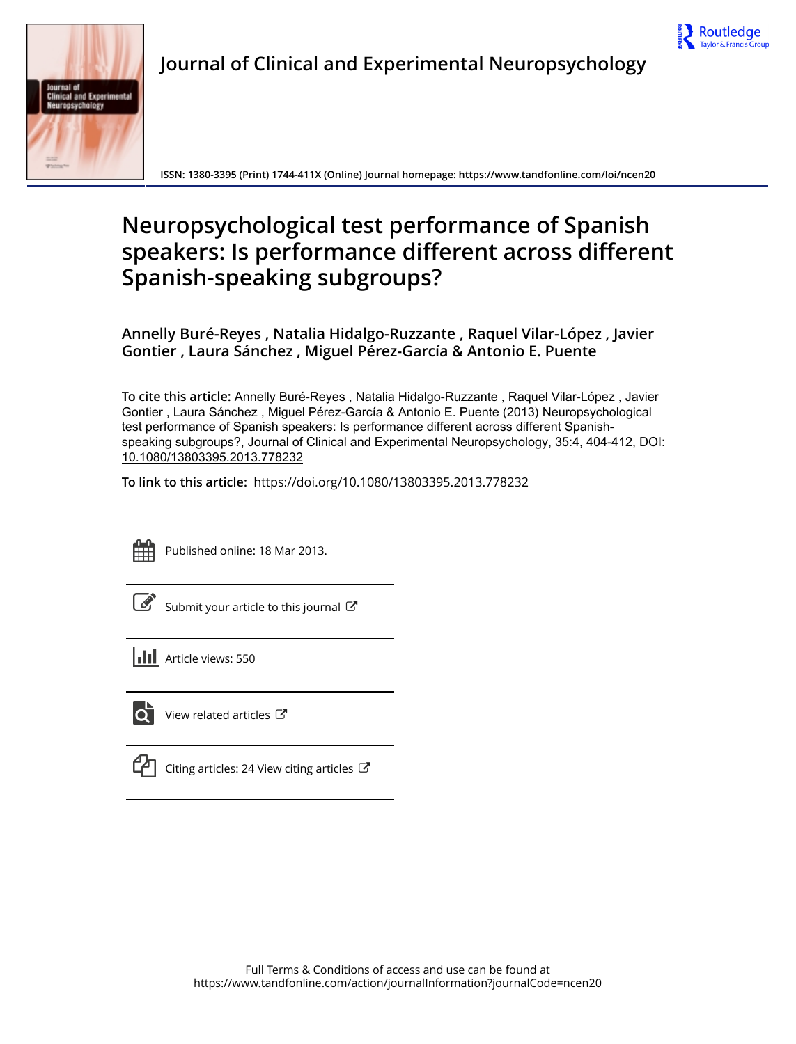Journal of Clinical and Experimental Neuropsychology

ISSN: 1380-3395 (Print) 1744-411X (Online) Journal homepage: https://www.tandfonline.com/loi/ncen20

# Neuropsychological test performance of Spanish speakers: Is performance different across different Spanish-speaking subgroups?

**Annelly Buré-Reyes , Natalia Hidalgo-Ruzzante , Raquel Vilar-López , Javier Gontier , Laura Sánchez , Miguel Pérez-García & Antonio E. Puente**

**To cite this article:** Annelly Buré-Reyes , Natalia Hidalgo-Ruzzante , Raquel Vilar-López , Javier Gontier , Laura Sánchez , Miguel Pérez-García & Antonio E. Puente (2013) Neuropsychological test performance of Spanish speakers: Is performance different across different Spanish-speaking subgroups?, Journal of Clinical and Experimental Neuropsychology, 35:4, 404-412, DOI: 10.1080/13803395.2013.778232

**To link to this article:** https://doi.org/10.1080/13803395.2013.778232

Published online: 18 Mar 2013.

Submit your article to this journal

Article views: 550

View related articles

Citing articles: 24 View citing articles

Full Terms & Conditions of access and use can be found at
https://www.tandfonline.com/action/journalInformation?journalCode=ncen20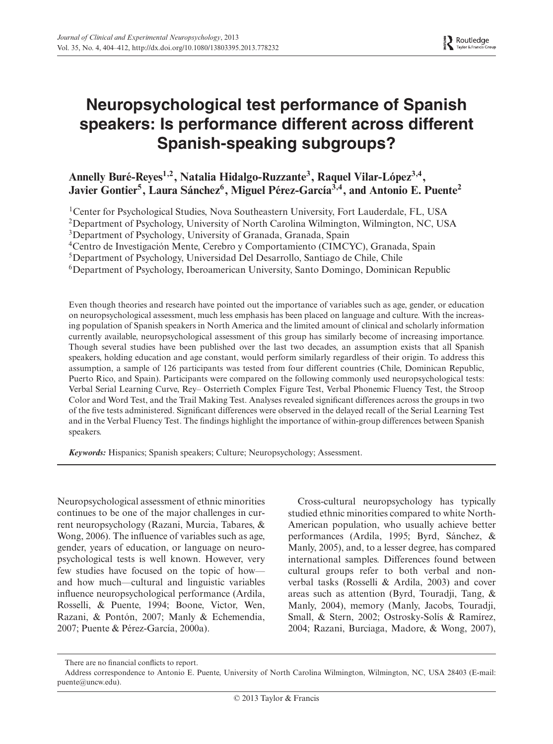# Neuropsychological test performance of Spanish speakers: Is performance different across different Spanish-speaking subgroups?

**Annelly Buré-Reyes[1,2], Natalia Hidalgo-Ruzzante[3], Raquel Vilar-López[3,4], Javier Gontier[5], Laura Sánchez[6], Miguel Pérez-García[3,4], and Antonio E. Puente[2]**

[1]Center for Psychological Studies, Nova Southeastern University, Fort Lauderdale, FL, USA
[2]Department of Psychology, University of North Carolina Wilmington, Wilmington, NC, USA
[3]Department of Psychology, University of Granada, Granada, Spain
[4]Centro de Investigación Mente, Cerebro y Comportamiento (CIMCYC), Granada, Spain
[5]Department of Psychology, Universidad Del Desarrollo, Santiago de Chile, Chile
[6]Department of Psychology, Iberoamerican University, Santo Domingo, Dominican Republic

Even though theories and research have pointed out the importance of variables such as age, gender, or education on neuropsychological assessment, much less emphasis has been placed on language and culture. With the increasing population of Spanish speakers in North America and the limited amount of clinical and scholarly information currently available, neuropsychological assessment of this group has similarly become of increasing importance. Though several studies have been published over the last two decades, an assumption exists that all Spanish speakers, holding education and age constant, would perform similarly regardless of their origin. To address this assumption, a sample of 126 participants was tested from four different countries (Chile, Dominican Republic, Puerto Rico, and Spain). Participants were compared on the following commonly used neuropsychological tests: Verbal Serial Learning Curve, Rey– Osterrieth Complex Figure Test, Verbal Phonemic Fluency Test, the Stroop Color and Word Test, and the Trail Making Test. Analyses revealed significant differences across the groups in two of the five tests administered. Significant differences were observed in the delayed recall of the Serial Learning Test and in the Verbal Fluency Test. The findings highlight the importance of within-group differences between Spanish speakers.

*Keywords:* Hispanics; Spanish speakers; Culture; Neuropsychology; Assessment.

Neuropsychological assessment of ethnic minorities continues to be one of the major challenges in current neuropsychology (Razani, Murcia, Tabares, & Wong, 2006). The influence of variables such as age, gender, years of education, or language on neuropsychological tests is well known. However, very few studies have focused on the topic of how—and how much—cultural and linguistic variables influence neuropsychological performance (Ardila, Rosselli, & Puente, 1994; Boone, Victor, Wen, Razani, & Pontón, 2007; Manly & Echemendia, 2007; Puente & Pérez-García, 2000a).

Cross-cultural neuropsychology has typically studied ethnic minorities compared to white North-American population, who usually achieve better performances (Ardila, 1995; Byrd, Sánchez, & Manly, 2005), and, to a lesser degree, has compared international samples. Differences found between cultural groups refer to both verbal and nonverbal tasks (Rosselli & Ardila, 2003) and cover areas such as attention (Byrd, Touradji, Tang, & Manly, 2004), memory (Manly, Jacobs, Touradji, Small, & Stern, 2002; Ostrosky-Solís & Ramírez, 2004; Razani, Burciaga, Madore, & Wong, 2007),

There are no financial conflicts to report.

Address correspondence to Antonio E. Puente, University of North Carolina Wilmington, Wilmington, NC, USA 28403 (E-mail: puente@uncw.edu).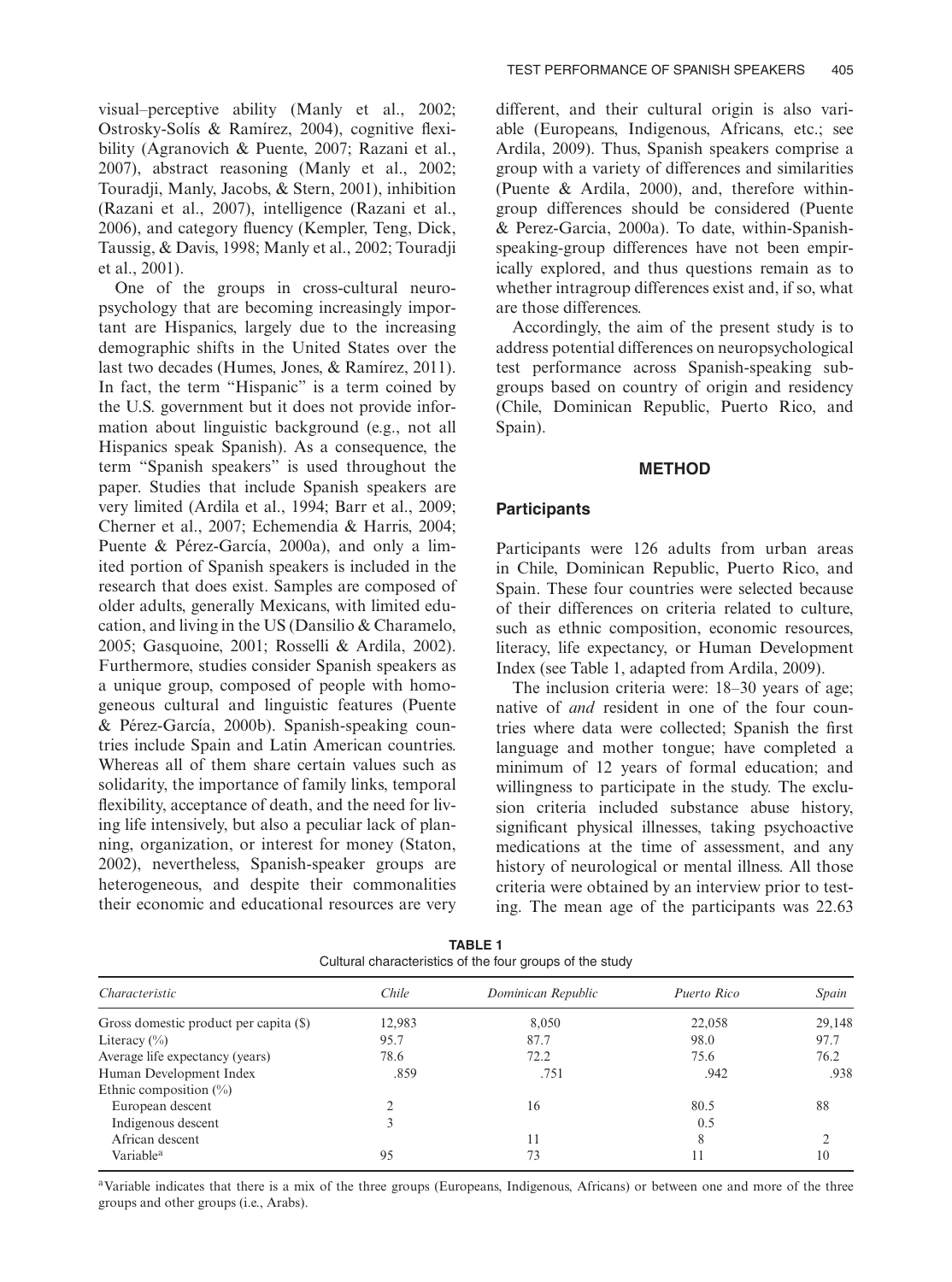visual–perceptive ability (Manly et al., 2002; Ostrosky-Solís & Ramírez, 2004), cognitive flexibility (Agranovich & Puente, 2007; Razani et al., 2007), abstract reasoning (Manly et al., 2002; Touradji, Manly, Jacobs, & Stern, 2001), inhibition (Razani et al., 2007), intelligence (Razani et al., 2006), and category fluency (Kempler, Teng, Dick, Taussig, & Davis, 1998; Manly et al., 2002; Touradji et al., 2001).

One of the groups in cross-cultural neuropsychology that are becoming increasingly important are Hispanics, largely due to the increasing demographic shifts in the United States over the last two decades (Humes, Jones, & Ramírez, 2011). In fact, the term "Hispanic" is a term coined by the U.S. government but it does not provide information about linguistic background (e.g., not all Hispanics speak Spanish). As a consequence, the term "Spanish speakers" is used throughout the paper. Studies that include Spanish speakers are very limited (Ardila et al., 1994; Barr et al., 2009; Cherner et al., 2007; Echemendia & Harris, 2004; Puente & Pérez-García, 2000a), and only a limited portion of Spanish speakers is included in the research that does exist. Samples are composed of older adults, generally Mexicans, with limited education, and living in the US (Dansilio & Charamelo, 2005; Gasquoine, 2001; Rosselli & Ardila, 2002). Furthermore, studies consider Spanish speakers as a unique group, composed of people with homogeneous cultural and linguistic features (Puente & Pérez-García, 2000b). Spanish-speaking countries include Spain and Latin American countries. Whereas all of them share certain values such as solidarity, the importance of family links, temporal flexibility, acceptance of death, and the need for living life intensively, but also a peculiar lack of planning, organization, or interest for money (Staton, 2002), nevertheless, Spanish-speaker groups are heterogeneous, and despite their commonalities their economic and educational resources are very different, and their cultural origin is also variable (Europeans, Indigenous, Africans, etc.; see Ardila, 2009). Thus, Spanish speakers comprise a group with a variety of differences and similarities (Puente & Ardila, 2000), and, therefore within-group differences should be considered (Puente & Perez-Garcia, 2000a). To date, within-Spanish-speaking-group differences have not been empirically explored, and thus questions remain as to whether intragroup differences exist and, if so, what are those differences.

Accordingly, the aim of the present study is to address potential differences on neuropsychological test performance across Spanish-speaking subgroups based on country of origin and residency (Chile, Dominican Republic, Puerto Rico, and Spain).

## METHOD

### Participants

Participants were 126 adults from urban areas in Chile, Dominican Republic, Puerto Rico, and Spain. These four countries were selected because of their differences on criteria related to culture, such as ethnic composition, economic resources, literacy, life expectancy, or Human Development Index (see Table 1, adapted from Ardila, 2009).

The inclusion criteria were: 18–30 years of age; native of *and* resident in one of the four countries where data were collected; Spanish the first language and mother tongue; have completed a minimum of 12 years of formal education; and willingness to participate in the study. The exclusion criteria included substance abuse history, significant physical illnesses, taking psychoactive medications at the time of assessment, and any history of neurological or mental illness. All those criteria were obtained by an interview prior to testing. The mean age of the participants was 22.63

**TABLE 1**
Cultural characteristics of the four groups of the study

| *Characteristic* | *Chile* | *Dominican Republic* | *Puerto Rico* | *Spain* |
|---|---|---|---|---|
| Gross domestic product per capita ($) | 12,983 | 8,050 | 22,058 | 29,148 |
| Literacy (%) | 95.7 | 87.7 | 98.0 | 97.7 |
| Average life expectancy (years) | 78.6 | 72.2 | 75.6 | 76.2 |
| Human Development Index | .859 | .751 | .942 | .938 |
| Ethnic composition (%) | | | | |
| European descent | 2 | 16 | 80.5 | 88 |
| Indigenous descent | 3 | | 0.5 | |
| African descent | | 11 | 8 | 2 |
| Variable[a] | 95 | 73 | 11 | 10 |

[a]Variable indicates that there is a mix of the three groups (Europeans, Indigenous, Africans) or between one and more of the three groups and other groups (i.e., Arabs).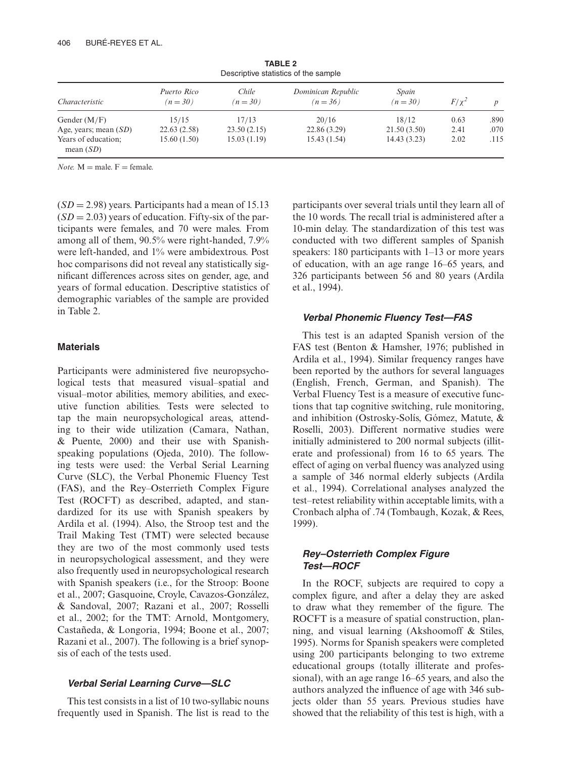**TABLE 2**
Descriptive statistics of the sample

| *Characteristic* | *Puerto Rico* ($n = 30$) | *Chile* ($n = 30$) | *Dominican Republic* ($n = 36$) | *Spain* ($n = 30$) | $F/\chi^2$ | $p$ |
|---|---|---|---|---|---|---|
| Gender (M/F) | 15/15 | 17/13 | 20/16 | 18/12 | 0.63 | .890 |
| Age, years; mean (*SD*) | 22.63 (2.58) | 23.50 (2.15) | 22.86 (3.29) | 21.50 (3.50) | 2.41 | .070 |
| Years of education; mean (*SD*) | 15.60 (1.50) | 15.03 (1.19) | 15.43 (1.54) | 14.43 (3.23) | 2.02 | .115 |

*Note.* M = male. F = female.

($SD = 2.98$) years. Participants had a mean of 15.13 ($SD = 2.03$) years of education. Fifty-six of the participants were females, and 70 were males. From among all of them, 90.5% were right-handed, 7.9% were left-handed, and 1% were ambidextrous. Post hoc comparisons did not reveal any statistically significant differences across sites on gender, age, and years of formal education. Descriptive statistics of demographic variables of the sample are provided in Table 2.

## Materials

Participants were administered five neuropsychological tests that measured visual–spatial and visual–motor abilities, memory abilities, and executive function abilities. Tests were selected to tap the main neuropsychological areas, attending to their wide utilization (Camara, Nathan, & Puente, 2000) and their use with Spanish-speaking populations (Ojeda, 2010). The following tests were used: the Verbal Serial Learning Curve (SLC), the Verbal Phonemic Fluency Test (FAS), and the Rey–Osterrieth Complex Figure Test (ROCFT) as described, adapted, and standardized for its use with Spanish speakers by Ardila et al. (1994). Also, the Stroop test and the Trail Making Test (TMT) were selected because they are two of the most commonly used tests in neuropsychological assessment, and they were also frequently used in neuropsychological research with Spanish speakers (i.e., for the Stroop: Boone et al., 2007; Gasquoine, Croyle, Cavazos-González, & Sandoval, 2007; Razani et al., 2007; Rosselli et al., 2002; for the TMT: Arnold, Montgomery, Castañeda, & Longoria, 1994; Boone et al., 2007; Razani et al., 2007). The following is a brief synopsis of each of the tests used.

### *Verbal Serial Learning Curve—SLC*

This test consists in a list of 10 two-syllabic nouns frequently used in Spanish. The list is read to the participants over several trials until they learn all of the 10 words. The recall trial is administered after a 10-min delay. The standardization of this test was conducted with two different samples of Spanish speakers: 180 participants with 1–13 or more years of education, with an age range 16–65 years, and 326 participants between 56 and 80 years (Ardila et al., 1994).

### *Verbal Phonemic Fluency Test—FAS*

This test is an adapted Spanish version of the FAS test (Benton & Hamsher, 1976; published in Ardila et al., 1994). Similar frequency ranges have been reported by the authors for several languages (English, French, German, and Spanish). The Verbal Fluency Test is a measure of executive functions that tap cognitive switching, rule monitoring, and inhibition (Ostrosky-Solís, Gómez, Matute, & Roselli, 2003). Different normative studies were initially administered to 200 normal subjects (illiterate and professional) from 16 to 65 years. The effect of aging on verbal fluency was analyzed using a sample of 346 normal elderly subjects (Ardila et al., 1994). Correlational analyses analyzed the test–retest reliability within acceptable limits, with a Cronbach alpha of .74 (Tombaugh, Kozak, & Rees, 1999).

### *Rey–Osterrieth Complex Figure Test—ROCF*

In the ROCF, subjects are required to copy a complex figure, and after a delay they are asked to draw what they remember of the figure. The ROCFT is a measure of spatial construction, planning, and visual learning (Akshoomoff & Stiles, 1995). Norms for Spanish speakers were completed using 200 participants belonging to two extreme educational groups (totally illiterate and professional), with an age range 16–65 years, and also the authors analyzed the influence of age with 346 subjects older than 55 years. Previous studies have showed that the reliability of this test is high, with a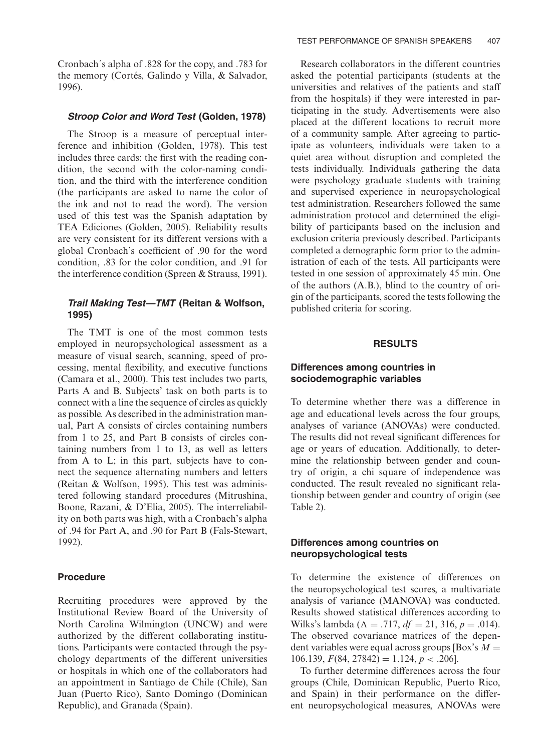Cronbach´s alpha of .828 for the copy, and .783 for the memory (Cortés, Galindo y Villa, & Salvador, 1996).

### *Stroop Color and Word Test* (Golden, 1978)

The Stroop is a measure of perceptual interference and inhibition (Golden, 1978). This test includes three cards: the first with the reading condition, the second with the color-naming condition, and the third with the interference condition (the participants are asked to name the color of the ink and not to read the word). The version used of this test was the Spanish adaptation by TEA Ediciones (Golden, 2005). Reliability results are very consistent for its different versions with a global Cronbach's coefficient of .90 for the word condition, .83 for the color condition, and .91 for the interference condition (Spreen & Strauss, 1991).

### *Trail Making Test—TMT* (Reitan & Wolfson, 1995)

The TMT is one of the most common tests employed in neuropsychological assessment as a measure of visual search, scanning, speed of processing, mental flexibility, and executive functions (Camara et al., 2000). This test includes two parts, Parts A and B. Subjects' task on both parts is to connect with a line the sequence of circles as quickly as possible. As described in the administration manual, Part A consists of circles containing numbers from 1 to 25, and Part B consists of circles containing numbers from 1 to 13, as well as letters from A to L; in this part, subjects have to connect the sequence alternating numbers and letters (Reitan & Wolfson, 1995). This test was administered following standard procedures (Mitrushina, Boone, Razani, & D'Elia, 2005). The interreliability on both parts was high, with a Cronbach's alpha of .94 for Part A, and .90 for Part B (Fals-Stewart, 1992).

## Procedure

Recruiting procedures were approved by the Institutional Review Board of the University of North Carolina Wilmington (UNCW) and were authorized by the different collaborating institutions. Participants were contacted through the psychology departments of the different universities or hospitals in which one of the collaborators had an appointment in Santiago de Chile (Chile), San Juan (Puerto Rico), Santo Domingo (Dominican Republic), and Granada (Spain).

Research collaborators in the different countries asked the potential participants (students at the universities and relatives of the patients and staff from the hospitals) if they were interested in participating in the study. Advertisements were also placed at the different locations to recruit more of a community sample. After agreeing to participate as volunteers, individuals were taken to a quiet area without disruption and completed the tests individually. Individuals gathering the data were psychology graduate students with training and supervised experience in neuropsychological test administration. Researchers followed the same administration protocol and determined the eligibility of participants based on the inclusion and exclusion criteria previously described. Participants completed a demographic form prior to the administration of each of the tests. All participants were tested in one session of approximately 45 min. One of the authors (A.B.), blind to the country of origin of the participants, scored the tests following the published criteria for scoring.

# RESULTS

## Differences among countries in sociodemographic variables

To determine whether there was a difference in age and educational levels across the four groups, analyses of variance (ANOVAs) were conducted. The results did not reveal significant differences for age or years of education. Additionally, to determine the relationship between gender and country of origin, a chi square of independence was conducted. The result revealed no significant relationship between gender and country of origin (see Table 2).

## Differences among countries on neuropsychological tests

To determine the existence of differences on the neuropsychological test scores, a multivariate analysis of variance (MANOVA) was conducted. Results showed statistical differences according to Wilks's lambda ($\Lambda = .717$, $df = 21, 316$, $p = .014$). The observed covariance matrices of the dependent variables were equal across groups [Box's $M = 106.139$, $F(84, 27842) = 1.124$, $p < .206$].

To further determine differences across the four groups (Chile, Dominican Republic, Puerto Rico, and Spain) in their performance on the different neuropsychological measures, ANOVAs were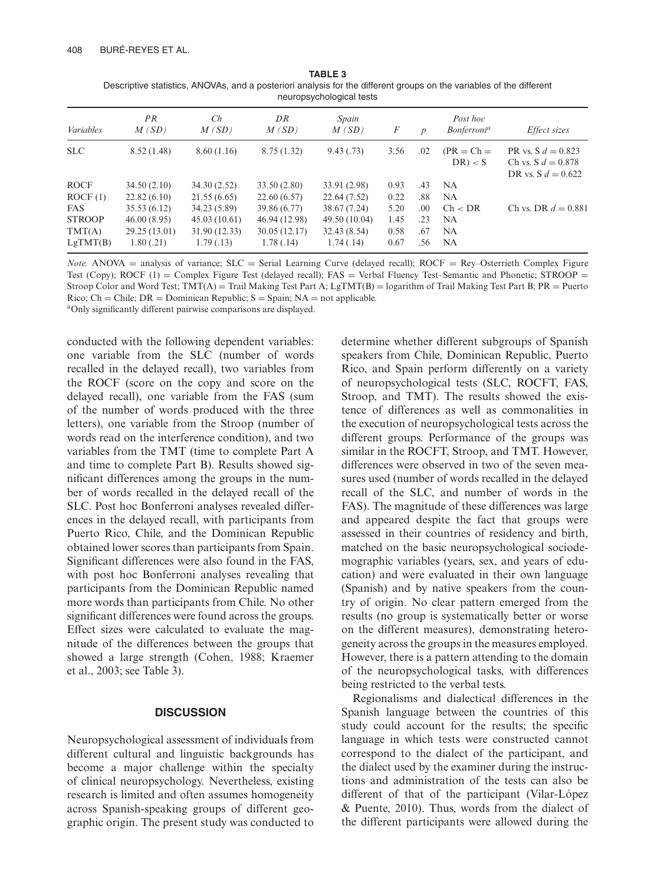**TABLE 3**
Descriptive statistics, ANOVAs, and a posteriori analysis for the different groups on the variables of the different neuropsychological tests

| *Variables* | *PR* *M (SD)* | *Ch* *M (SD)* | *DR* *M (SD)* | *Spain* *M (SD)* | *F* | *p* | *Post hoc Bonferroni*[a] | *Effect sizes* |
|---|---|---|---|---|---|---|---|---|
| SLC | 8.52 (1.48) | 8.60 (1.16) | 8.75 (1.32) | 9.43 (.73) | 3.56 | .02 | (PR = Ch = DR) < S | PR vs. S $d = 0.823$ Ch vs. S $d = 0.878$ DR vs. S $d = 0.622$ |
| ROCF | 34.50 (2.10) | 34.30 (2.52) | 33.50 (2.80) | 33.91 (2.98) | 0.93 | .43 | NA | |
| ROCF (1) | 22.82 (6.10) | 21.55 (6.65) | 22.60 (6.57) | 22.64 (7.52) | 0.22 | .88 | NA | |
| FAS | 35.53 (6.12) | 34.23 (5.89) | 39.86 (6.77) | 38.67 (7.24) | 5.20 | .00 | Ch < DR | Ch vs. DR $d = 0.881$ |
| STROOP | 46.00 (8.95) | 45.03 (10.61) | 46.94 (12.98) | 49.50 (10.04) | 1.45 | .23 | NA | |
| TMT(A) | 29.25 (13.01) | 31.90 (12.33) | 30.05 (12.17) | 32.43 (8.54) | 0.58 | .67 | NA | |
| LgTMT(B) | 1.80 (.21) | 1.79 (.13) | 1.78 (.14) | 1.74 (.14) | 0.67 | .56 | NA | |

*Note.* ANOVA = analysis of variance; SLC = Serial Learning Curve (delayed recall); ROCF = Rey–Osterrieth Complex Figure Test (Copy); ROCF (1) = Complex Figure Test (delayed recall); FAS = Verbal Fluency Test–Semantic and Phonetic; STROOP = Stroop Color and Word Test; TMT(A) = Trail Making Test Part A; LgTMT(B) = logarithm of Trail Making Test Part B; PR = Puerto Rico; Ch = Chile; DR = Dominican Republic; S = Spain; NA = not applicable.
[a]Only significantly different pairwise comparisons are displayed.

conducted with the following dependent variables: one variable from the SLC (number of words recalled in the delayed recall), two variables from the ROCF (score on the copy and score on the delayed recall), one variable from the FAS (sum of the number of words produced with the three letters), one variable from the Stroop (number of words read on the interference condition), and two variables from the TMT (time to complete Part A and time to complete Part B). Results showed significant differences among the groups in the number of words recalled in the delayed recall of the SLC. Post hoc Bonferroni analyses revealed differences in the delayed recall, with participants from Puerto Rico, Chile, and the Dominican Republic obtained lower scores than participants from Spain. Significant differences were also found in the FAS, with post hoc Bonferroni analyses revealing that participants from the Dominican Republic named more words than participants from Chile. No other significant differences were found across the groups. Effect sizes were calculated to evaluate the magnitude of the differences between the groups that showed a large strength (Cohen, 1988; Kraemer et al., 2003; see Table 3).

## DISCUSSION

Neuropsychological assessment of individuals from different cultural and linguistic backgrounds has become a major challenge within the specialty of clinical neuropsychology. Nevertheless, existing research is limited and often assumes homogeneity across Spanish-speaking groups of different geographic origin. The present study was conducted to determine whether different subgroups of Spanish speakers from Chile, Dominican Republic, Puerto Rico, and Spain perform differently on a variety of neuropsychological tests (SLC, ROCFT, FAS, Stroop, and TMT). The results showed the existence of differences as well as commonalities in the execution of neuropsychological tests across the different groups. Performance of the groups was similar in the ROCFT, Stroop, and TMT. However, differences were observed in two of the seven measures used (number of words recalled in the delayed recall of the SLC, and number of words in the FAS). The magnitude of these differences was large and appeared despite the fact that groups were assessed in their countries of residency and birth, matched on the basic neuropsychological sociodemographic variables (years, sex, and years of education) and were evaluated in their own language (Spanish) and by native speakers from the country of origin. No clear pattern emerged from the results (no group is systematically better or worse on the different measures), demonstrating heterogeneity across the groups in the measures employed. However, there is a pattern attending to the domain of the neuropsychological tasks, with differences being restricted to the verbal tests.

Regionalisms and dialectical differences in the Spanish language between the countries of this study could account for the results; the specific language in which tests were constructed cannot correspond to the dialect of the participant, and the dialect used by the examiner during the instructions and administration of the tests can also be different of that of the participant (Vilar-López & Puente, 2010). Thus, words from the dialect of the different participants were allowed during the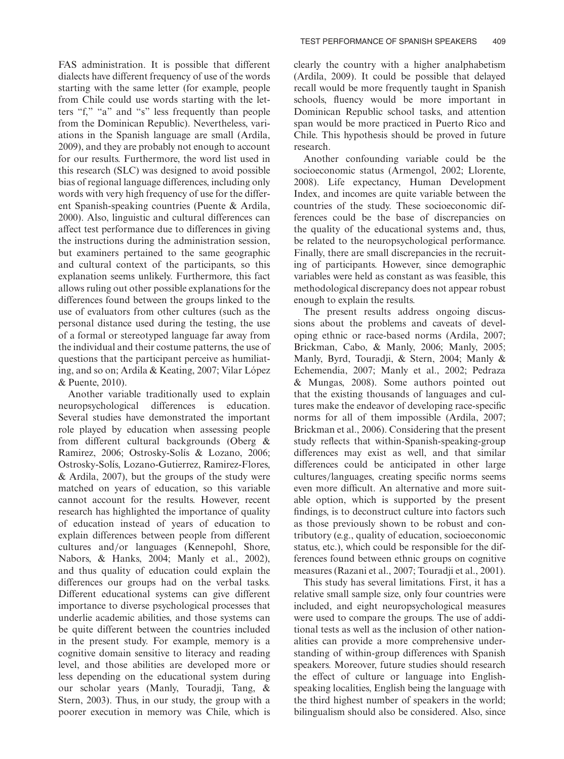FAS administration. It is possible that different dialects have different frequency of use of the words starting with the same letter (for example, people from Chile could use words starting with the letters "f," "a" and "s" less frequently than people from the Dominican Republic). Nevertheless, variations in the Spanish language are small (Ardila, 2009), and they are probably not enough to account for our results. Furthermore, the word list used in this research (SLC) was designed to avoid possible bias of regional language differences, including only words with very high frequency of use for the different Spanish-speaking countries (Puente & Ardila, 2000). Also, linguistic and cultural differences can affect test performance due to differences in giving the instructions during the administration session, but examiners pertained to the same geographic and cultural context of the participants, so this explanation seems unlikely. Furthermore, this fact allows ruling out other possible explanations for the differences found between the groups linked to the use of evaluators from other cultures (such as the personal distance used during the testing, the use of a formal or stereotyped language far away from the individual and their costume patterns, the use of questions that the participant perceive as humiliating, and so on; Ardila & Keating, 2007; Vilar López & Puente, 2010).

Another variable traditionally used to explain neuropsychological differences is education. Several studies have demonstrated the important role played by education when assessing people from different cultural backgrounds (Oberg & Ramirez, 2006; Ostrosky-Solís & Lozano, 2006; Ostrosky-Solís, Lozano-Gutierrez, Ramirez-Flores, & Ardila, 2007), but the groups of the study were matched on years of education, so this variable cannot account for the results. However, recent research has highlighted the importance of quality of education instead of years of education to explain differences between people from different cultures and/or languages (Kennepohl, Shore, Nabors, & Hanks, 2004; Manly et al., 2002), and thus quality of education could explain the differences our groups had on the verbal tasks. Different educational systems can give different importance to diverse psychological processes that underlie academic abilities, and those systems can be quite different between the countries included in the present study. For example, memory is a cognitive domain sensitive to literacy and reading level, and those abilities are developed more or less depending on the educational system during our scholar years (Manly, Touradji, Tang, & Stern, 2003). Thus, in our study, the group with a poorer execution in memory was Chile, which is clearly the country with a higher analphabetism (Ardila, 2009). It could be possible that delayed recall would be more frequently taught in Spanish schools, fluency would be more important in Dominican Republic school tasks, and attention span would be more practiced in Puerto Rico and Chile. This hypothesis should be proved in future research.

Another confounding variable could be the socioeconomic status (Armengol, 2002; Llorente, 2008). Life expectancy, Human Development Index, and incomes are quite variable between the countries of the study. These socioeconomic differences could be the base of discrepancies on the quality of the educational systems and, thus, be related to the neuropsychological performance. Finally, there are small discrepancies in the recruiting of participants. However, since demographic variables were held as constant as was feasible, this methodological discrepancy does not appear robust enough to explain the results.

The present results address ongoing discussions about the problems and caveats of developing ethnic or race-based norms (Ardila, 2007; Brickman, Cabo, & Manly, 2006; Manly, 2005; Manly, Byrd, Touradji, & Stern, 2004; Manly & Echemendia, 2007; Manly et al., 2002; Pedraza & Mungas, 2008). Some authors pointed out that the existing thousands of languages and cultures make the endeavor of developing race-specific norms for all of them impossible (Ardila, 2007; Brickman et al., 2006). Considering that the present study reflects that within-Spanish-speaking-group differences may exist as well, and that similar differences could be anticipated in other large cultures/languages, creating specific norms seems even more difficult. An alternative and more suitable option, which is supported by the present findings, is to deconstruct culture into factors such as those previously shown to be robust and contributory (e.g., quality of education, socioeconomic status, etc.), which could be responsible for the differences found between ethnic groups on cognitive measures (Razani et al., 2007; Touradji et al., 2001).

This study has several limitations. First, it has a relative small sample size, only four countries were included, and eight neuropsychological measures were used to compare the groups. The use of additional tests as well as the inclusion of other nationalities can provide a more comprehensive understanding of within-group differences with Spanish speakers. Moreover, future studies should research the effect of culture or language into English-speaking localities, English being the language with the third highest number of speakers in the world; bilingualism should also be considered. Also, since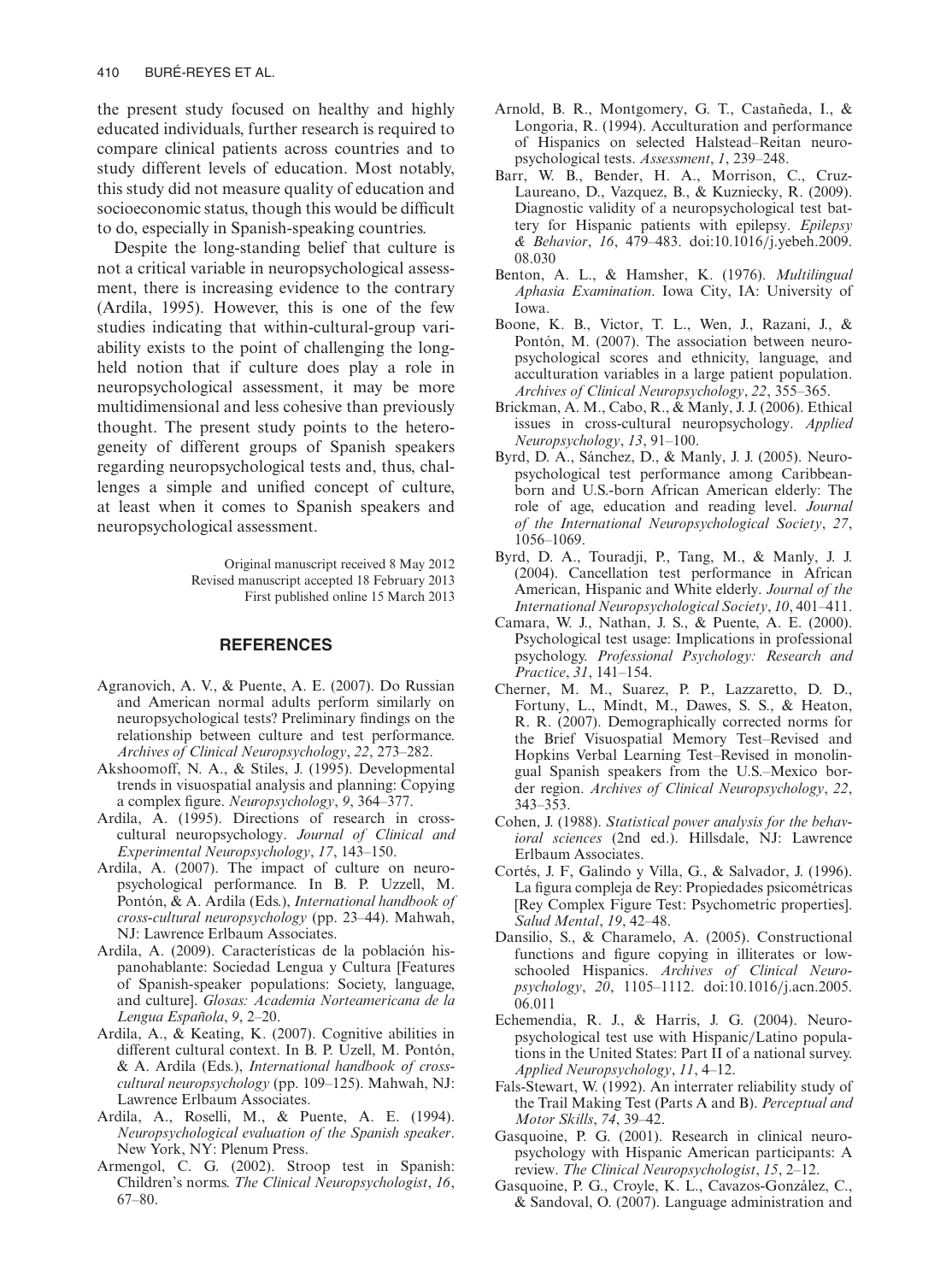the present study focused on healthy and highly educated individuals, further research is required to compare clinical patients across countries and to study different levels of education. Most notably, this study did not measure quality of education and socioeconomic status, though this would be difficult to do, especially in Spanish-speaking countries.

Despite the long-standing belief that culture is not a critical variable in neuropsychological assessment, there is increasing evidence to the contrary (Ardila, 1995). However, this is one of the few studies indicating that within-cultural-group variability exists to the point of challenging the long-held notion that if culture does play a role in neuropsychological assessment, it may be more multidimensional and less cohesive than previously thought. The present study points to the heterogeneity of different groups of Spanish speakers regarding neuropsychological tests and, thus, challenges a simple and unified concept of culture, at least when it comes to Spanish speakers and neuropsychological assessment.

Original manuscript received 8 May 2012
Revised manuscript accepted 18 February 2013
First published online 15 March 2013

## REFERENCES

Agranovich, A. V., & Puente, A. E. (2007). Do Russian and American normal adults perform similarly on neuropsychological tests? Preliminary findings on the relationship between culture and test performance. *Archives of Clinical Neuropsychology*, *22*, 273–282.

Akshoomoff, N. A., & Stiles, J. (1995). Developmental trends in visuospatial analysis and planning: Copying a complex figure. *Neuropsychology*, *9*, 364–377.

Ardila, A. (1995). Directions of research in cross-cultural neuropsychology. *Journal of Clinical and Experimental Neuropsychology*, *17*, 143–150.

Ardila, A. (2007). The impact of culture on neuropsychological performance. In B. P. Uzzell, M. Pontón, & A. Ardila (Eds.), *International handbook of cross-cultural neuropsychology* (pp. 23–44). Mahwah, NJ: Lawrence Erlbaum Associates.

Ardila, A. (2009). Características de la población hispanohablante: Sociedad Lengua y Cultura [Features of Spanish-speaker populations: Society, language, and culture]. *Glosas: Academia Norteamericana de la Lengua Española*, *9*, 2–20.

Ardila, A., & Keating, K. (2007). Cognitive abilities in different cultural context. In B. P. Uzell, M. Pontón, & A. Ardila (Eds.), *International handbook of cross-cultural neuropsychology* (pp. 109–125). Mahwah, NJ: Lawrence Erlbaum Associates.

Ardila, A., Roselli, M., & Puente, A. E. (1994). *Neuropsychological evaluation of the Spanish speaker*. New York, NY: Plenum Press.

Armengol, C. G. (2002). Stroop test in Spanish: Children's norms. *The Clinical Neuropsychologist*, *16*, 67–80.

Arnold, B. R., Montgomery, G. T., Castañeda, I., & Longoria, R. (1994). Acculturation and performance of Hispanics on selected Halstead–Reitan neuropsychological tests. *Assessment*, *1*, 239–248.

Barr, W. B., Bender, H. A., Morrison, C., Cruz-Laureano, D., Vazquez, B., & Kuzniecky, R. (2009). Diagnostic validity of a neuropsychological test battery for Hispanic patients with epilepsy. *Epilepsy & Behavior*, *16*, 479–483. doi:10.1016/j.yebeh.2009.08.030

Benton, A. L., & Hamsher, K. (1976). *Multilingual Aphasia Examination*. Iowa City, IA: University of Iowa.

Boone, K. B., Victor, T. L., Wen, J., Razani, J., & Pontón, M. (2007). The association between neuropsychological scores and ethnicity, language, and acculturation variables in a large patient population. *Archives of Clinical Neuropsychology*, *22*, 355–365.

Brickman, A. M., Cabo, R., & Manly, J. J. (2006). Ethical issues in cross-cultural neuropsychology. *Applied Neuropsychology*, *13*, 91–100.

Byrd, D. A., Sánchez, D., & Manly, J. J. (2005). Neuropsychological test performance among Caribbean-born and U.S.-born African American elderly: The role of age, education and reading level. *Journal of the International Neuropsychological Society*, *27*, 1056–1069.

Byrd, D. A., Touradji, P., Tang, M., & Manly, J. J. (2004). Cancellation test performance in African American, Hispanic and White elderly. *Journal of the International Neuropsychological Society*, *10*, 401–411.

Camara, W. J., Nathan, J. S., & Puente, A. E. (2000). Psychological test usage: Implications in professional psychology. *Professional Psychology: Research and Practice*, *31*, 141–154.

Cherner, M. M., Suarez, P. P., Lazzaretto, D. D., Fortuny, L., Mindt, M., Dawes, S. S., & Heaton, R. R. (2007). Demographically corrected norms for the Brief Visuospatial Memory Test–Revised and Hopkins Verbal Learning Test–Revised in monolingual Spanish speakers from the U.S.–Mexico border region. *Archives of Clinical Neuropsychology*, *22*, 343–353.

Cohen, J. (1988). *Statistical power analysis for the behavioral sciences* (2nd ed.). Hillsdale, NJ: Lawrence Erlbaum Associates.

Cortés, J. F, Galindo y Villa, G., & Salvador, J. (1996). La figura compleja de Rey: Propiedades psicométricas [Rey Complex Figure Test: Psychometric properties]. *Salud Mental*, *19*, 42–48.

Dansilio, S., & Charamelo, A. (2005). Constructional functions and figure copying in illiterates or low-schooled Hispanics. *Archives of Clinical Neuropsychology*, *20*, 1105–1112. doi:10.1016/j.acn.2005.06.011

Echemendia, R. J., & Harris, J. G. (2004). Neuropsychological test use with Hispanic/Latino populations in the United States: Part II of a national survey. *Applied Neuropsychology*, *11*, 4–12.

Fals-Stewart, W. (1992). An interrater reliability study of the Trail Making Test (Parts A and B). *Perceptual and Motor Skills*, *74*, 39–42.

Gasquoine, P. G. (2001). Research in clinical neuropsychology with Hispanic American participants: A review. *The Clinical Neuropsychologist*, *15*, 2–12.

Gasquoine, P. G., Croyle, K. L., Cavazos-González, C., & Sandoval, O. (2007). Language administration and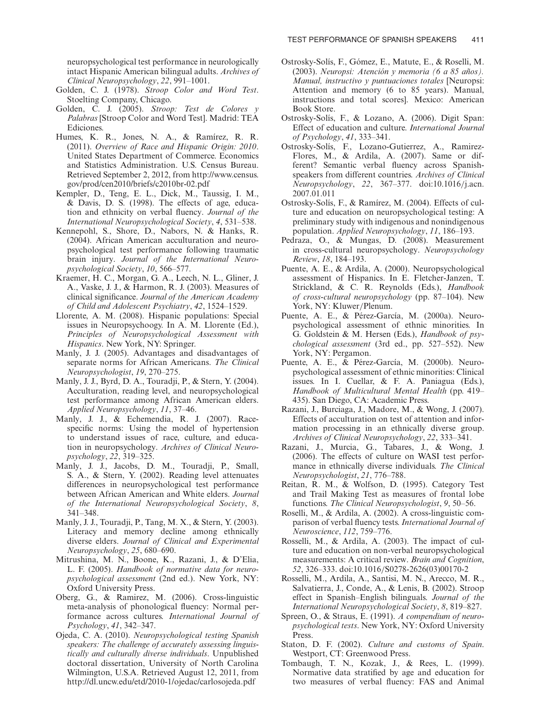neuropsychological test performance in neurologically intact Hispanic American bilingual adults. *Archives of Clinical Neuropsychology*, *22*, 991–1001.

Golden, C. J. (1978). *Stroop Color and Word Test*. Stoelting Company, Chicago.

Golden, C. J. (2005). *Stroop: Test de Colores y Palabras* [Stroop Color and Word Test]. Madrid: TEA Ediciones.

Humes, K. R., Jones, N. A., & Ramírez, R. R. (2011). *Overview of Race and Hispanic Origin: 2010*. United States Department of Commerce. Economics and Statistics Administration. U.S. Census Bureau. Retrieved September 2, 2012, from http://www.census.gov/prod/cen2010/briefs/c2010br-02.pdf

Kempler, D., Teng, E. L., Dick, M., Taussig, I. M., & Davis, D. S. (1998). The effects of age, education and ethnicity on verbal fluency. *Journal of the International Neuropsychological Society*, *4*, 531–538.

Kennepohl, S., Shore, D., Nabors, N. & Hanks, R. (2004). African American acculturation and neuropsychological test performance following traumatic brain injury. *Journal of the International Neuropsychological Society*, *10*, 566–577.

Kraemer, H. C., Morgan, G. A., Leech, N. L., Gliner, J. A., Vaske, J. J., & Harmon, R. J. (2003). Measures of clinical significance. *Journal of the American Academy of Child and Adolescent Psychiatry*, *42*, 1524–1529.

Llorente, A. M. (2008). Hispanic populations: Special issues in Neuropsychoogy. In A. M. Llorente (Ed.), *Principles of Neuropsychological Assessment with Hispanics*. New York, NY: Springer.

Manly, J. J. (2005). Advantages and disadvantages of separate norms for African Americans. *The Clinical Neuropsychologist*, *19*, 270–275.

Manly, J. J., Byrd, D. A., Touradji, P., & Stern, Y. (2004). Acculturation, reading level, and neuropsychological test performance among African American elders. *Applied Neuropsychology*, *11*, 37–46.

Manly, J. J., & Echemendia, R. J. (2007). Race-specific norms: Using the model of hypertension to understand issues of race, culture, and education in neuropsychology. *Archives of Clinical Neuropsychology*, *22*, 319–325.

Manly, J. J., Jacobs, D. M., Touradji, P., Small, S. A., & Stern, Y. (2002). Reading level attenuates differences in neuropsychological test performance between African American and White elders. *Journal of the International Neuropsychological Society*, *8*, 341–348.

Manly, J. J., Touradji, P., Tang, M. X., & Stern, Y. (2003). Literacy and memory decline among ethnically diverse elders. *Journal of Clinical and Experimental Neuropsychology*, *25*, 680–690.

Mitrushina, M. N., Boone, K., Razani, J., & D'Elia, L. F. (2005). *Handbook of normative data for neuropsychological assessment* (2nd ed.). New York, NY: Oxford University Press.

Oberg, G., & Ramirez, M. (2006). Cross-linguistic meta-analysis of phonological fluency: Normal performance across cultures. *International Journal of Psychology*, *41*, 342–347.

Ojeda, C. A. (2010). *Neuropsychological testing Spanish speakers: The challenge of accurately assessing linguistically and culturally diverse individuals*. Unpublished doctoral dissertation, University of North Carolina Wilmington, U.S.A. Retrieved August 12, 2011, from http://dl.uncw.edu/etd/2010-1/ojedac/carlosojeda.pdf

Ostrosky-Solís, F., Gómez, E., Matute, E., & Roselli, M. (2003). *Neuropsi: Atención y memoria (6 a 85 años). Manual, instructivo y puntuaciones totales* [Neuropsi: Attention and memory (6 to 85 years). Manual, instructions and total scores]. Mexico: American Book Store.

Ostrosky-Solís, F., & Lozano, A. (2006). Digit Span: Effect of education and culture. *International Journal of Psychology*, *41*, 333–341.

Ostrosky-Solís, F., Lozano-Gutierrez, A., Ramirez-Flores, M., & Ardila, A. (2007). Same or different? Semantic verbal fluency across Spanish-speakers from different countries. *Archives of Clinical Neuropsychology*, *22*, 367–377. doi:10.1016/j.acn.2007.01.011

Ostrosky-Solís, F., & Ramírez, M. (2004). Effects of culture and education on neuropsychological testing: A preliminary study with indigenous and nonindigenous population. *Applied Neuropsychology*, *11*, 186–193.

Pedraza, O., & Mungas, D. (2008). Measurement in cross-cultural neuropsychology. *Neuropsychology Review*, *18*, 184–193.

Puente, A. E., & Ardila, A. (2000). Neuropsychological assessment of Hispanics. In E. Fletcher-Janzen, T. Strickland, & C. R. Reynolds (Eds.), *Handbook of cross-cultural neuropsychology* (pp. 87–104). New York, NY: Kluwer/Plenum.

Puente, A. E., & Pérez-García, M. (2000a). Neuropsychological assessment of ethnic minorities. In G. Goldstein & M. Hersen (Eds.), *Handbook of psychological assessment* (3rd ed., pp. 527–552). New York, NY: Pergamon.

Puente, A. E., & Pérez-García, M. (2000b). Neuropsychological assessment of ethnic minorities: Clinical issues. In I. Cuellar, & F. A. Paniagua (Eds.), *Handbook of Multicultural Mental Health* (pp. 419–435). San Diego, CA: Academic Press.

Razani, J., Burciaga, J., Madore, M., & Wong, J. (2007). Effects of acculturation on test of attention and information processing in an ethnically diverse group. *Archives of Clinical Neuropsychology*, *22*, 333–341.

Razani, J., Murcia, G., Tabares, J., & Wong, J. (2006). The effects of culture on WASI test performance in ethnically diverse individuals. *The Clinical Neuropsychologist*, *21*, 776–788.

Reitan, R. M., & Wolfson, D. (1995). Category Test and Trail Making Test as measures of frontal lobe functions. *The Clinical Neuropsychologist*, *9*, 50–56.

Roselli, M., & Ardila, A. (2002). A cross-linguistic comparison of verbal fluency tests. *International Journal of Neuroscience*, *112*, 759–776.

Rosselli, M., & Ardila, A. (2003). The impact of culture and education on non-verbal neuropsychological measurements: A critical review. *Brain and Cognition*, *52*, 326–333. doi:10.1016/S0278-2626(03)00170-2

Rosselli, M., Ardila, A., Santisi, M. N., Arecco, M. R., Salvatierra, J., Conde, A., & Lenis, B. (2002). Stroop effect in Spanish–English bilinguals. *Journal of the International Neuropsychological Society*, *8*, 819–827.

Spreen, O., & Straus, E. (1991). *A compendium of neuropsychological tests*. New York, NY: Oxford University Press.

Staton, D. F. (2002). *Culture and customs of Spain*. Westport, CT: Greenwood Press.

Tombaugh, T. N., Kozak, J., & Rees, L. (1999). Normative data stratified by age and education for two measures of verbal fluency: FAS and Animal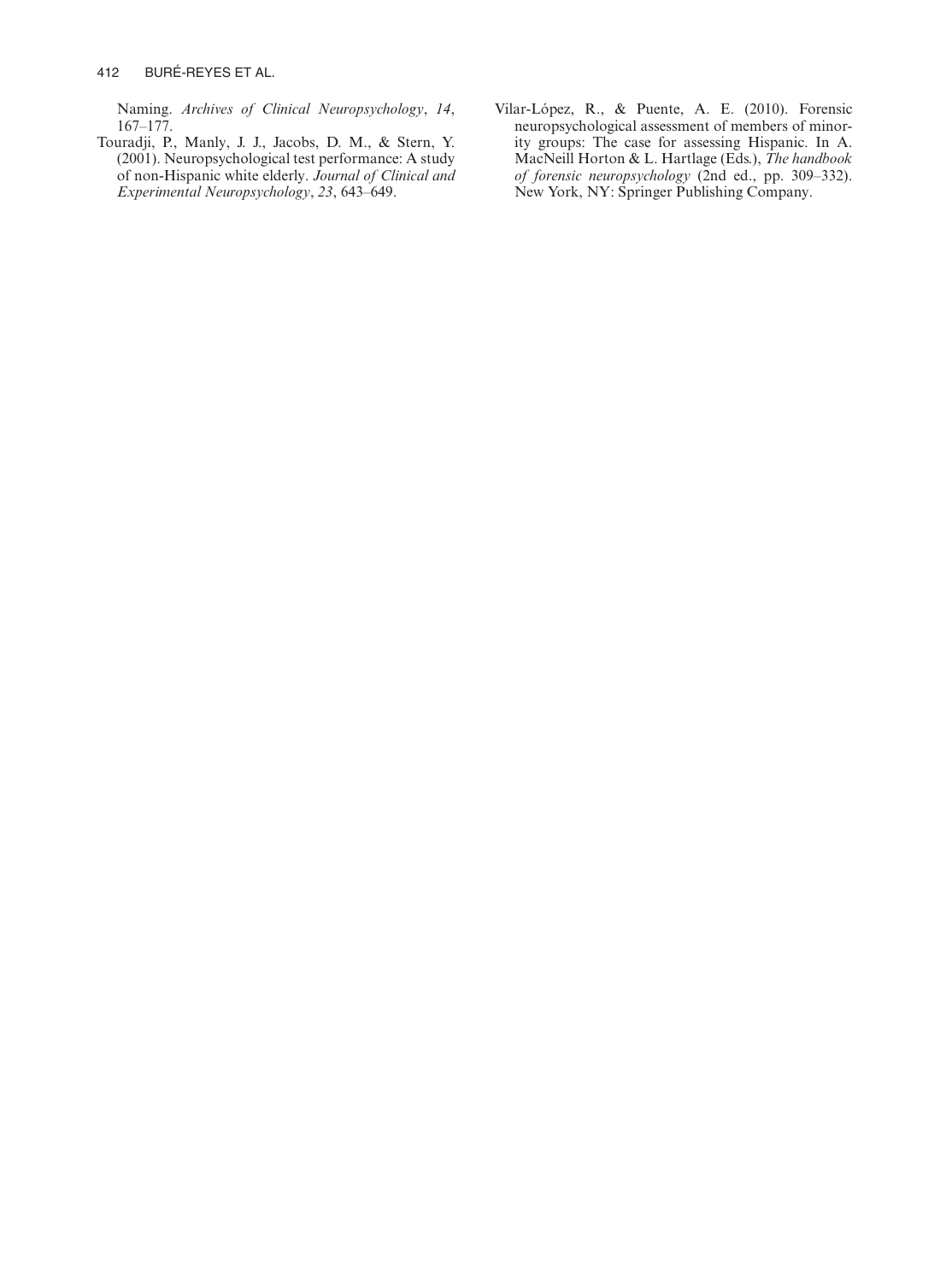Naming. *Archives of Clinical Neuropsychology*, *14*, 167–177.

Touradji, P., Manly, J. J., Jacobs, D. M., & Stern, Y. (2001). Neuropsychological test performance: A study of non-Hispanic white elderly. *Journal of Clinical and Experimental Neuropsychology*, *23*, 643–649.

Vilar-López, R., & Puente, A. E. (2010). Forensic neuropsychological assessment of members of minority groups: The case for assessing Hispanic. In A. MacNeill Horton & L. Hartlage (Eds.), *The handbook of forensic neuropsychology* (2nd ed., pp. 309–332). New York, NY: Springer Publishing Company.